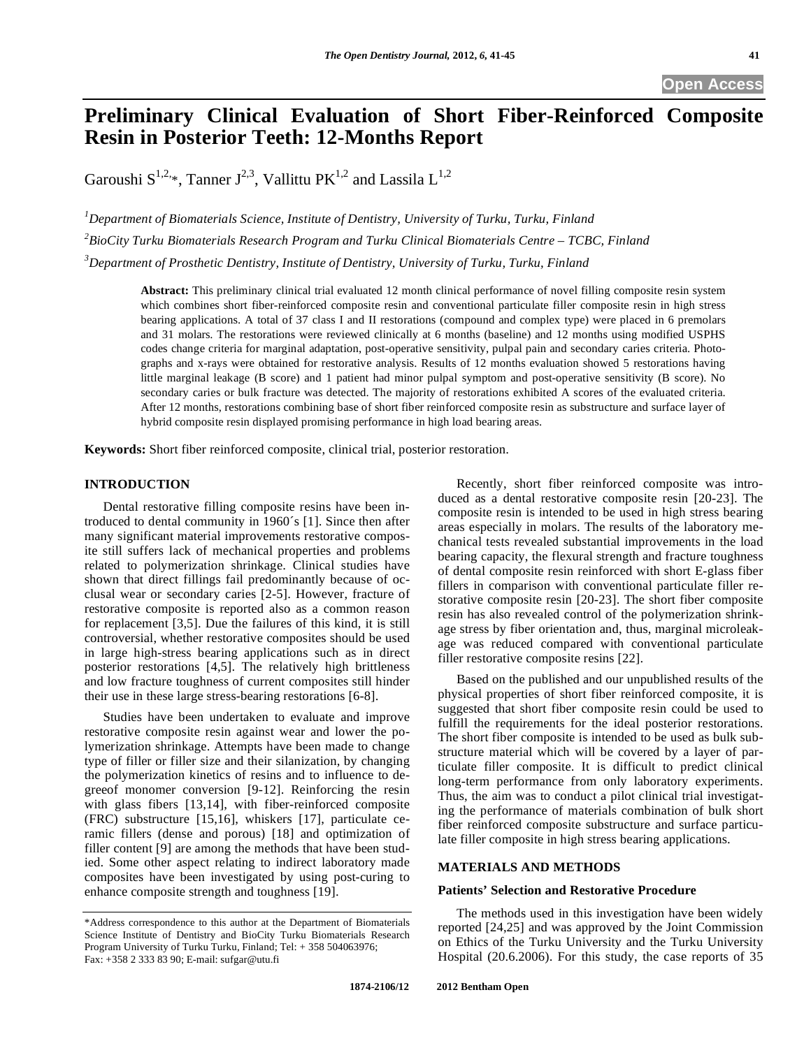# Preliminary Clinical Evaluation of Short Fiber-Reinforced Composite Resin in Posterior Teeth: 12-Months Report

Garoushi S[1,2,*], Tanner J[2,3], Vallittu PK[1,2] and Lassila L[1,2]

[1]Department of Biomaterials Science, Institute of Dentistry, University of Turku, Turku, Finland

[2]BioCity Turku Biomaterials Research Program and Turku Clinical Biomaterials Centre – TCBC, Finland

[3]Department of Prosthetic Dentistry, Institute of Dentistry, University of Turku, Turku, Finland

**Abstract:** This preliminary clinical trial evaluated 12 month clinical performance of novel filling composite resin system which combines short fiber-reinforced composite resin and conventional particulate filler composite resin in high stress bearing applications. A total of 37 class I and II restorations (compound and complex type) were placed in 6 premolars and 31 molars. The restorations were reviewed clinically at 6 months (baseline) and 12 months using modified USPHS codes change criteria for marginal adaptation, post-operative sensitivity, pulpal pain and secondary caries criteria. Photographs and x-rays were obtained for restorative analysis. Results of 12 months evaluation showed 5 restorations having little marginal leakage (B score) and 1 patient had minor pulpal symptom and post-operative sensitivity (B score). No secondary caries or bulk fracture was detected. The majority of restorations exhibited A scores of the evaluated criteria. After 12 months, restorations combining base of short fiber reinforced composite resin as substructure and surface layer of hybrid composite resin displayed promising performance in high load bearing areas.

**Keywords:** Short fiber reinforced composite, clinical trial, posterior restoration.

## INTRODUCTION

Dental restorative filling composite resins have been introduced to dental community in 1960´s [1]. Since then after many significant material improvements restorative composite still suffers lack of mechanical properties and problems related to polymerization shrinkage. Clinical studies have shown that direct fillings fail predominantly because of occlusal wear or secondary caries [2-5]. However, fracture of restorative composite is reported also as a common reason for replacement [3,5]. Due the failures of this kind, it is still controversial, whether restorative composites should be used in large high-stress bearing applications such as in direct posterior restorations [4,5]. The relatively high brittleness and low fracture toughness of current composites still hinder their use in these large stress-bearing restorations [6-8].

Studies have been undertaken to evaluate and improve restorative composite resin against wear and lower the polymerization shrinkage. Attempts have been made to change type of filler or filler size and their silanization, by changing the polymerization kinetics of resins and to influence to degreeof monomer conversion [9-12]. Reinforcing the resin with glass fibers [13,14], with fiber-reinforced composite (FRC) substructure [15,16], whiskers [17], particulate ceramic fillers (dense and porous) [18] and optimization of filler content [9] are among the methods that have been studied. Some other aspect relating to indirect laboratory made composites have been investigated by using post-curing to enhance composite strength and toughness [19].

Recently, short fiber reinforced composite was introduced as a dental restorative composite resin [20-23]. The composite resin is intended to be used in high stress bearing areas especially in molars. The results of the laboratory mechanical tests revealed substantial improvements in the load bearing capacity, the flexural strength and fracture toughness of dental composite resin reinforced with short E-glass fiber fillers in comparison with conventional particulate filler restorative composite resin [20-23]. The short fiber composite resin has also revealed control of the polymerization shrinkage stress by fiber orientation and, thus, marginal microleakage was reduced compared with conventional particulate filler restorative composite resins [22].

Based on the published and our unpublished results of the physical properties of short fiber reinforced composite, it is suggested that short fiber composite resin could be used to fulfill the requirements for the ideal posterior restorations. The short fiber composite is intended to be used as bulk substructure material which will be covered by a layer of particulate filler composite. It is difficult to predict clinical long-term performance from only laboratory experiments. Thus, the aim was to conduct a pilot clinical trial investigating the performance of materials combination of bulk short fiber reinforced composite substructure and surface particulate filler composite in high stress bearing applications.

## MATERIALS AND METHODS

### Patients' Selection and Restorative Procedure

The methods used in this investigation have been widely reported [24,25] and was approved by the Joint Commission on Ethics of the Turku University and the Turku University Hospital (20.6.2006). For this study, the case reports of 35

*Address correspondence to this author at the Department of Biomaterials Science Institute of Dentistry and BioCity Turku Biomaterials Research Program University of Turku Turku, Finland; Tel: + 358 504063976; Fax: +358 2 333 83 90; E-mail: sufgar@utu.fi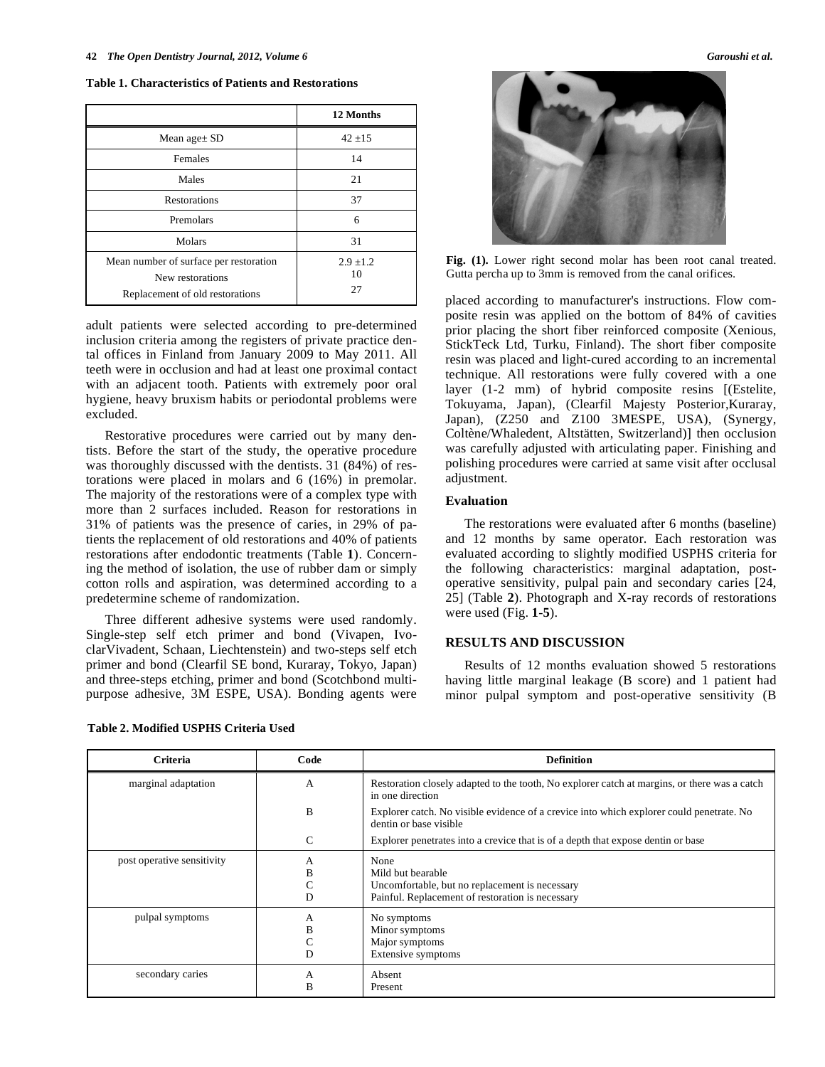**Table 1. Characteristics of Patients and Restorations**

| | 12 Months |
|---|---|
| Mean age± SD | 42 ±15 |
| Females | 14 |
| Males | 21 |
| Restorations | 37 |
| Premolars | 6 |
| Molars | 31 |
| Mean number of surface per restoration | 2.9 ±1.2 |
| New restorations | 10 |
| Replacement of old restorations | 27 |

adult patients were selected according to pre-determined inclusion criteria among the registers of private practice dental offices in Finland from January 2009 to May 2011. All teeth were in occlusion and had at least one proximal contact with an adjacent tooth. Patients with extremely poor oral hygiene, heavy bruxism habits or periodontal problems were excluded.

Restorative procedures were carried out by many dentists. Before the start of the study, the operative procedure was thoroughly discussed with the dentists. 31 (84%) of restorations were placed in molars and 6 (16%) in premolar. The majority of the restorations were of a complex type with more than 2 surfaces included. Reason for restorations in 31% of patients was the presence of caries, in 29% of patients the replacement of old restorations and 40% of patients restorations after endodontic treatments (Table **1**). Concerning the method of isolation, the use of rubber dam or simply cotton rolls and aspiration, was determined according to a predetermine scheme of randomization.

Three different adhesive systems were used randomly. Single-step self etch primer and bond (Vivapen, IvoclarVivadent, Schaan, Liechtenstein) and two-steps self etch primer and bond (Clearfil SE bond, Kuraray, Tokyo, Japan) and three-steps etching, primer and bond (Scotchbond multipurpose adhesive, 3M ESPE, USA). Bonding agents were placed according to manufacturer's instructions. Flow composite resin was applied on the bottom of 84% of cavities prior placing the short fiber reinforced composite (Xenious, StickTeck Ltd, Turku, Finland). The short fiber composite resin was placed and light-cured according to an incremental technique. All restorations were fully covered with a one layer (1-2 mm) of hybrid composite resins [(Estelite, Tokuyama, Japan), (Clearfil Majesty Posterior,Kuraray, Japan), (Z250 and Z100 3MESPE, USA), (Synergy, Coltène/Whaledent, Altstätten, Switzerland)] then occlusion was carefully adjusted with articulating paper. Finishing and polishing procedures were carried at same visit after occlusal adjustment.

**Fig. (1).** Lower right second molar has been root canal treated. Gutta percha up to 3mm is removed from the canal orifices.

### Evaluation

The restorations were evaluated after 6 months (baseline) and 12 months by same operator. Each restoration was evaluated according to slightly modified USPHS criteria for the following characteristics: marginal adaptation, post-operative sensitivity, pulpal pain and secondary caries [24, 25] (Table **2**). Photograph and X-ray records of restorations were used (Fig. **1**-**5**).

## RESULTS AND DISCUSSION

Results of 12 months evaluation showed 5 restorations having little marginal leakage (B score) and 1 patient had minor pulpal symptom and post-operative sensitivity (B

**Table 2. Modified USPHS Criteria Used**

| Criteria | Code | Definition |
|---|---|---|
| marginal adaptation | A | Restoration closely adapted to the tooth, No explorer catch at margins, or there was a catch in one direction |
| | B | Explorer catch. No visible evidence of a crevice into which explorer could penetrate. No dentin or base visible |
| | C | Explorer penetrates into a crevice that is of a depth that expose dentin or base |
| post operative sensitivity | A | None |
| | B | Mild but bearable |
| | C | Uncomfortable, but no replacement is necessary |
| | D | Painful. Replacement of restoration is necessary |
| pulpal symptoms | A | No symptoms |
| | B | Minor symptoms |
| | C | Major symptoms |
| | D | Extensive symptoms |
| secondary caries | A | Absent |
| | B | Present |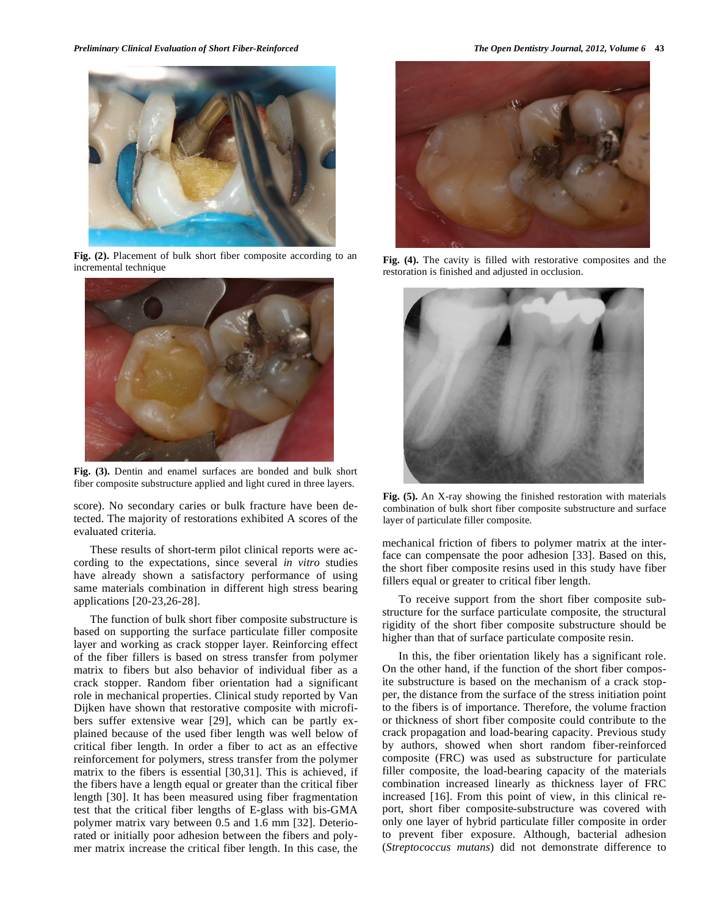Fig. (2). Placement of bulk short fiber composite according to an incremental technique

Fig. (3). Dentin and enamel surfaces are bonded and bulk short fiber composite substructure applied and light cured in three layers.

score). No secondary caries or bulk fracture have been detected. The majority of restorations exhibited A scores of the evaluated criteria.

These results of short-term pilot clinical reports were according to the expectations, since several *in vitro* studies have already shown a satisfactory performance of using same materials combination in different high stress bearing applications [20-23,26-28].

The function of bulk short fiber composite substructure is based on supporting the surface particulate filler composite layer and working as crack stopper layer. Reinforcing effect of the fiber fillers is based on stress transfer from polymer matrix to fibers but also behavior of individual fiber as a crack stopper. Random fiber orientation had a significant role in mechanical properties. Clinical study reported by Van Dijken have shown that restorative composite with microfibers suffer extensive wear [29], which can be partly explained because of the used fiber length was well below of critical fiber length. In order a fiber to act as an effective reinforcement for polymers, stress transfer from the polymer matrix to the fibers is essential [30,31]. This is achieved, if the fibers have a length equal or greater than the critical fiber length [30]. It has been measured using fiber fragmentation test that the critical fiber lengths of E-glass with bis-GMA polymer matrix vary between 0.5 and 1.6 mm [32]. Deteriorated or initially poor adhesion between the fibers and polymer matrix increase the critical fiber length. In this case, the mechanical friction of fibers to polymer matrix at the interface can compensate the poor adhesion [33]. Based on this, the short fiber composite resins used in this study have fiber fillers equal or greater to critical fiber length.

Fig. (4). The cavity is filled with restorative composites and the restoration is finished and adjusted in occlusion.

Fig. (5). An X-ray showing the finished restoration with materials combination of bulk short fiber composite substructure and surface layer of particulate filler composite.

To receive support from the short fiber composite substructure for the surface particulate composite, the structural rigidity of the short fiber composite substructure should be higher than that of surface particulate composite resin.

In this, the fiber orientation likely has a significant role. On the other hand, if the function of the short fiber composite substructure is based on the mechanism of a crack stopper, the distance from the surface of the stress initiation point to the fibers is of importance. Therefore, the volume fraction or thickness of short fiber composite could contribute to the crack propagation and load-bearing capacity. Previous study by authors, showed when short random fiber-reinforced composite (FRC) was used as substructure for particulate filler composite, the load-bearing capacity of the materials combination increased linearly as thickness layer of FRC increased [16]. From this point of view, in this clinical report, short fiber composite-substructure was covered with only one layer of hybrid particulate filler composite in order to prevent fiber exposure. Although, bacterial adhesion (*Streptococcus mutans*) did not demonstrate difference to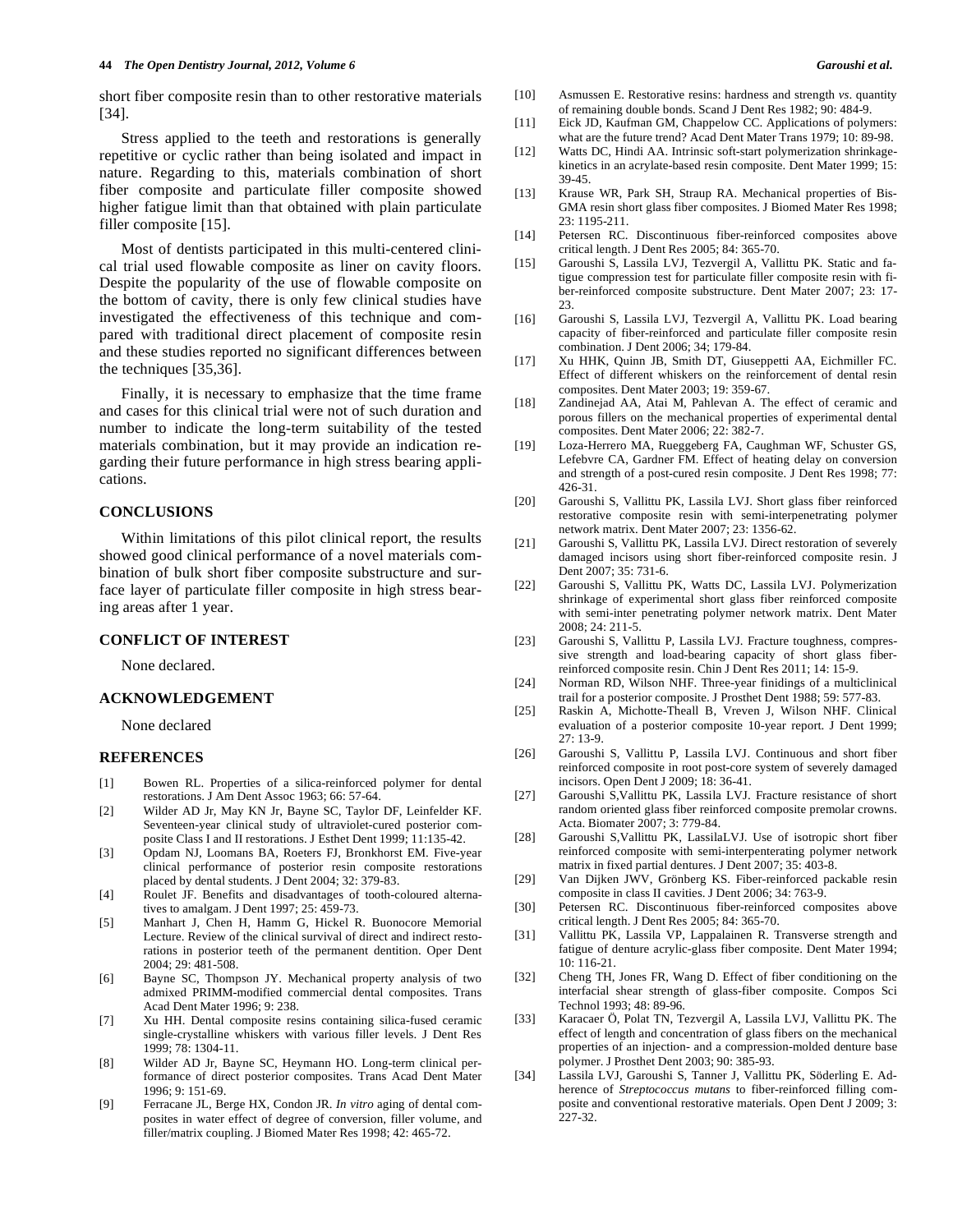short fiber composite resin than to other restorative materials [34].

Stress applied to the teeth and restorations is generally repetitive or cyclic rather than being isolated and impact in nature. Regarding to this, materials combination of short fiber composite and particulate filler composite showed higher fatigue limit than that obtained with plain particulate filler composite [15].

Most of dentists participated in this multi-centered clinical trial used flowable composite as liner on cavity floors. Despite the popularity of the use of flowable composite on the bottom of cavity, there is only few clinical studies have investigated the effectiveness of this technique and compared with traditional direct placement of composite resin and these studies reported no significant differences between the techniques [35,36].

Finally, it is necessary to emphasize that the time frame and cases for this clinical trial were not of such duration and number to indicate the long-term suitability of the tested materials combination, but it may provide an indication regarding their future performance in high stress bearing applications.

## CONCLUSIONS

Within limitations of this pilot clinical report, the results showed good clinical performance of a novel materials combination of bulk short fiber composite substructure and surface layer of particulate filler composite in high stress bearing areas after 1 year.

## CONFLICT OF INTEREST

None declared.

## ACKNOWLEDGEMENT

None declared

## REFERENCES

[1] Bowen RL. Properties of a silica-reinforced polymer for dental restorations. J Am Dent Assoc 1963; 66: 57-64.

[2] Wilder AD Jr, May KN Jr, Bayne SC, Taylor DF, Leinfelder KF. Seventeen-year clinical study of ultraviolet-cured posterior composite Class I and II restorations. J Esthet Dent 1999; 11:135-42.

[3] Opdam NJ, Loomans BA, Roeters FJ, Bronkhorst EM. Five-year clinical performance of posterior resin composite restorations placed by dental students. J Dent 2004; 32: 379-83.

[4] Roulet JF. Benefits and disadvantages of tooth-coloured alternatives to amalgam. J Dent 1997; 25: 459-73.

[5] Manhart J, Chen H, Hamm G, Hickel R. Buonocore Memorial Lecture. Review of the clinical survival of direct and indirect restorations in posterior teeth of the permanent dentition. Oper Dent 2004; 29: 481-508.

[6] Bayne SC, Thompson JY. Mechanical property analysis of two admixed PRIMM-modified commercial dental composites. Trans Acad Dent Mater 1996; 9: 238.

[7] Xu HH. Dental composite resins containing silica-fused ceramic single-crystalline whiskers with various filler levels. J Dent Res 1999; 78: 1304-11.

[8] Wilder AD Jr, Bayne SC, Heymann HO. Long-term clinical performance of direct posterior composites. Trans Acad Dent Mater 1996; 9: 151-69.

[9] Ferracane JL, Berge HX, Condon JR. *In vitro* aging of dental composites in water effect of degree of conversion, filler volume, and filler/matrix coupling. J Biomed Mater Res 1998; 42: 465-72.

[10] Asmussen E. Restorative resins: hardness and strength *vs*. quantity of remaining double bonds. Scand J Dent Res 1982; 90: 484-9.

[11] Eick JD, Kaufman GM, Chappelow CC. Applications of polymers: what are the future trend? Acad Dent Mater Trans 1979; 10: 89-98.

[12] Watts DC, Hindi AA. Intrinsic soft-start polymerization shrinkage-kinetics in an acrylate-based resin composite. Dent Mater 1999; 15: 39-45.

[13] Krause WR, Park SH, Straup RA. Mechanical properties of Bis-GMA resin short glass fiber composites. J Biomed Mater Res 1998; 23: 1195-211.

[14] Petersen RC. Discontinuous fiber-reinforced composites above critical length. J Dent Res 2005; 84: 365-70.

[15] Garoushi S, Lassila LVJ, Tezvergil A, Vallittu PK. Static and fatigue compression test for particulate filler composite resin with fiber-reinforced composite substructure. Dent Mater 2007; 23: 17-23.

[16] Garoushi S, Lassila LVJ, Tezvergil A, Vallittu PK. Load bearing capacity of fiber-reinforced and particulate filler composite resin combination. J Dent 2006; 34; 179-84.

[17] Xu HHK, Quinn JB, Smith DT, Giuseppetti AA, Eichmiller FC. Effect of different whiskers on the reinforcement of dental resin composites. Dent Mater 2003; 19: 359-67.

[18] Zandinejad AA, Atai M, Pahlevan A. The effect of ceramic and porous fillers on the mechanical properties of experimental dental composites. Dent Mater 2006; 22: 382-7.

[19] Loza-Herrero MA, Rueggeberg FA, Caughman WF, Schuster GS, Lefebvre CA, Gardner FM. Effect of heating delay on conversion and strength of a post-cured resin composite. J Dent Res 1998; 77: 426-31.

[20] Garoushi S, Vallittu PK, Lassila LVJ. Short glass fiber reinforced restorative composite resin with semi-interpenetrating polymer network matrix. Dent Mater 2007; 23: 1356-62.

[21] Garoushi S, Vallittu PK, Lassila LVJ. Direct restoration of severely damaged incisors using short fiber-reinforced composite resin. J Dent 2007; 35: 731-6.

[22] Garoushi S, Vallittu PK, Watts DC, Lassila LVJ. Polymerization shrinkage of experimental short glass fiber reinforced composite with semi-inter penetrating polymer network matrix. Dent Mater 2008; 24: 211-5.

[23] Garoushi S, Vallittu P, Lassila LVJ. Fracture toughness, compressive strength and load-bearing capacity of short glass fiber-reinforced composite resin. Chin J Dent Res 2011; 14: 15-9.

[24] Norman RD, Wilson NHF. Three-year finidings of a multiclinical trail for a posterior composite. J Prosthet Dent 1988; 59: 577-83.

[25] Raskin A, Michotte-Theall B, Vreven J, Wilson NHF. Clinical evaluation of a posterior composite 10-year report. J Dent 1999; 27: 13-9.

[26] Garoushi S, Vallittu P, Lassila LVJ. Continuous and short fiber reinforced composite in root post-core system of severely damaged incisors. Open Dent J 2009; 18: 36-41.

[27] Garoushi S,Vallittu PK, Lassila LVJ. Fracture resistance of short random oriented glass fiber reinforced composite premolar crowns. Acta. Biomater 2007; 3: 779-84.

[28] Garoushi S,Vallittu PK, LassilaLVJ. Use of isotropic short fiber reinforced composite with semi-interpenterating polymer network matrix in fixed partial dentures. J Dent 2007; 35: 403-8.

[29] Van Dijken JWV, Grönberg KS. Fiber-reinforced packable resin composite in class II cavities. J Dent 2006; 34: 763-9.

[30] Petersen RC. Discontinuous fiber-reinforced composites above critical length. J Dent Res 2005; 84: 365-70.

[31] Vallittu PK, Lassila VP, Lappalainen R. Transverse strength and fatigue of denture acrylic-glass fiber composite. Dent Mater 1994; 10: 116-21.

[32] Cheng TH, Jones FR, Wang D. Effect of fiber conditioning on the interfacial shear strength of glass-fiber composite. Compos Sci Technol 1993; 48: 89-96.

[33] Karacaer Ö, Polat TN, Tezvergil A, Lassila LVJ, Vallittu PK. The effect of length and concentration of glass fibers on the mechanical properties of an injection- and a compression-molded denture base polymer. J Prosthet Dent 2003; 90: 385-93.

[34] Lassila LVJ, Garoushi S, Tanner J, Vallittu PK, Söderling E. Adherence of *Streptococcus mutans* to fiber-reinforced filling composite and conventional restorative materials. Open Dent J 2009; 3: 227-32.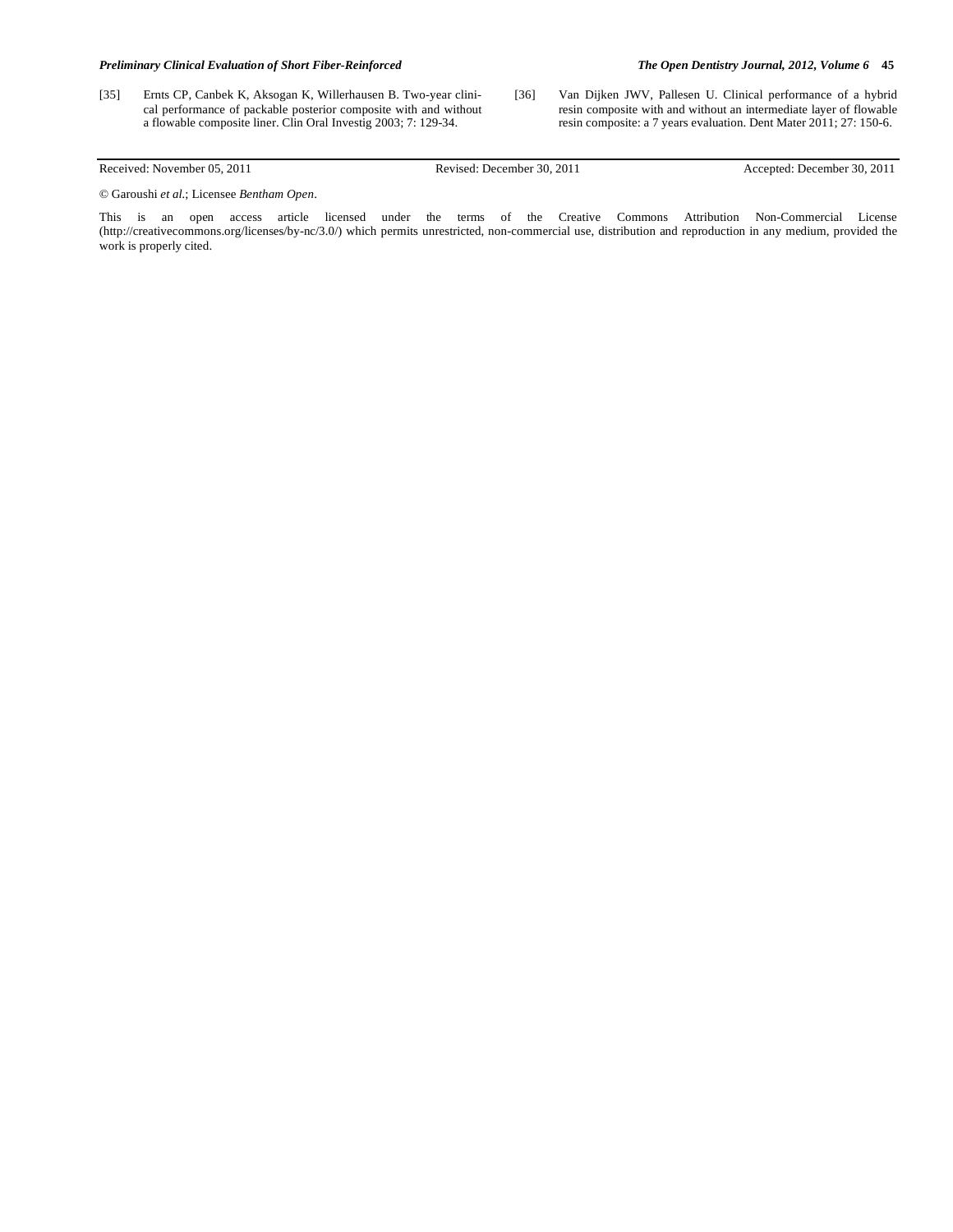[35] Ernts CP, Canbek K, Aksogan K, Willerhausen B. Two-year clinical performance of packable posterior composite with and without a flowable composite liner. Clin Oral Investig 2003; 7: 129-34.

[36] Van Dijken JWV, Pallesen U. Clinical performance of a hybrid resin composite with and without an intermediate layer of flowable resin composite: a 7 years evaluation. Dent Mater 2011; 27: 150-6.

---

Received: November 05, 2011 Revised: December 30, 2011 Accepted: December 30, 2011

© Garoushi *et al.*; Licensee *Bentham Open*.

This is an open access article licensed under the terms of the Creative Commons Attribution Non-Commercial License (http://creativecommons.org/licenses/by-nc/3.0/) which permits unrestricted, non-commercial use, distribution and reproduction in any medium, provided the work is properly cited.